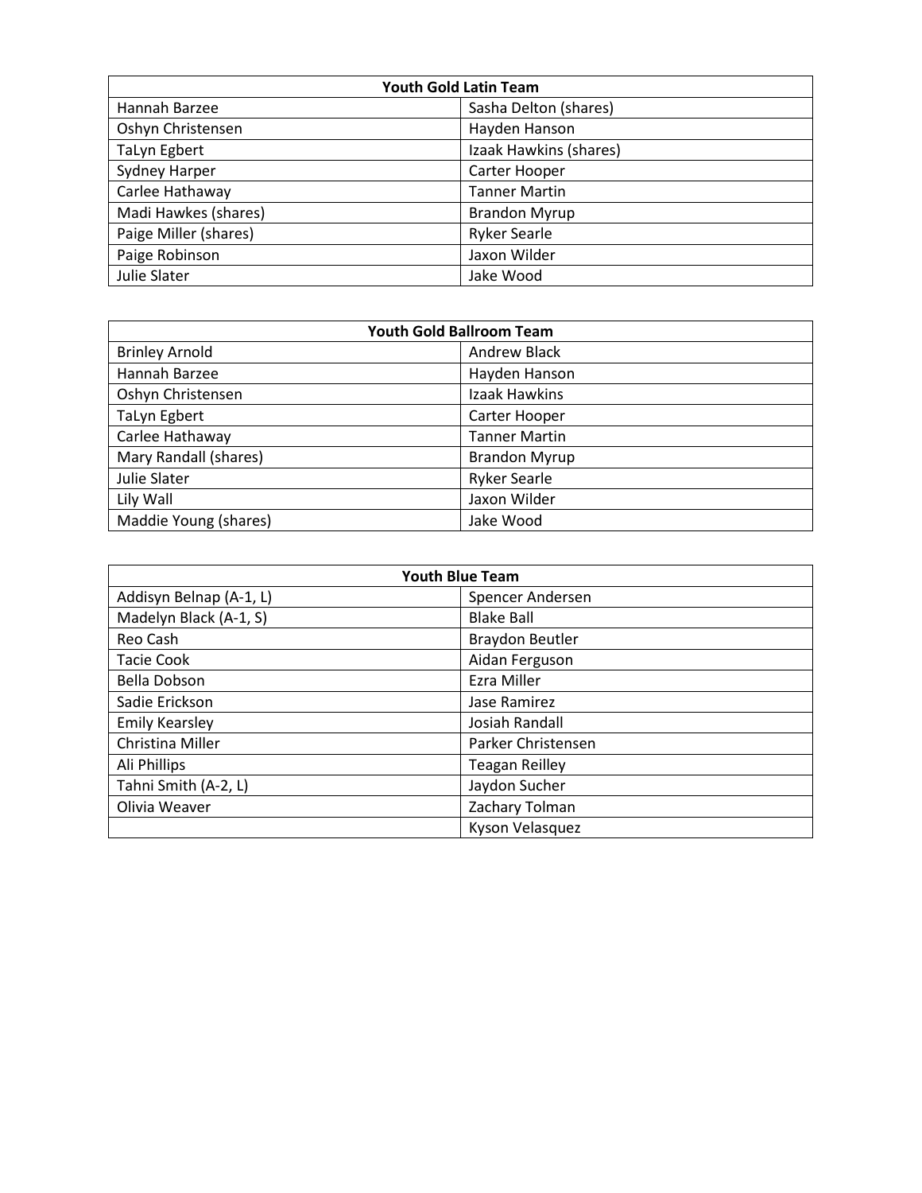| Youth Gold Latin Team | |
|---|---|
| Hannah Barzee | Sasha Delton (shares) |
| Oshyn Christensen | Hayden Hanson |
| TaLyn Egbert | Izaak Hawkins (shares) |
| Sydney Harper | Carter Hooper |
| Carlee Hathaway | Tanner Martin |
| Madi Hawkes (shares) | Brandon Myrup |
| Paige Miller (shares) | Ryker Searle |
| Paige Robinson | Jaxon Wilder |
| Julie Slater | Jake Wood |

| Youth Gold Ballroom Team | |
|---|---|
| Brinley Arnold | Andrew Black |
| Hannah Barzee | Hayden Hanson |
| Oshyn Christensen | Izaak Hawkins |
| TaLyn Egbert | Carter Hooper |
| Carlee Hathaway | Tanner Martin |
| Mary Randall (shares) | Brandon Myrup |
| Julie Slater | Ryker Searle |
| Lily Wall | Jaxon Wilder |
| Maddie Young (shares) | Jake Wood |

| Youth Blue Team | |
|---|---|
| Addisyn Belnap (A-1, L) | Spencer Andersen |
| Madelyn Black (A-1, S) | Blake Ball |
| Reo Cash | Braydon Beutler |
| Tacie Cook | Aidan Ferguson |
| Bella Dobson | Ezra Miller |
| Sadie Erickson | Jase Ramirez |
| Emily Kearsley | Josiah Randall |
| Christina Miller | Parker Christensen |
| Ali Phillips | Teagan Reilley |
| Tahni Smith (A-2, L) | Jaydon Sucher |
| Olivia Weaver | Zachary Tolman |
| | Kyson Velasquez |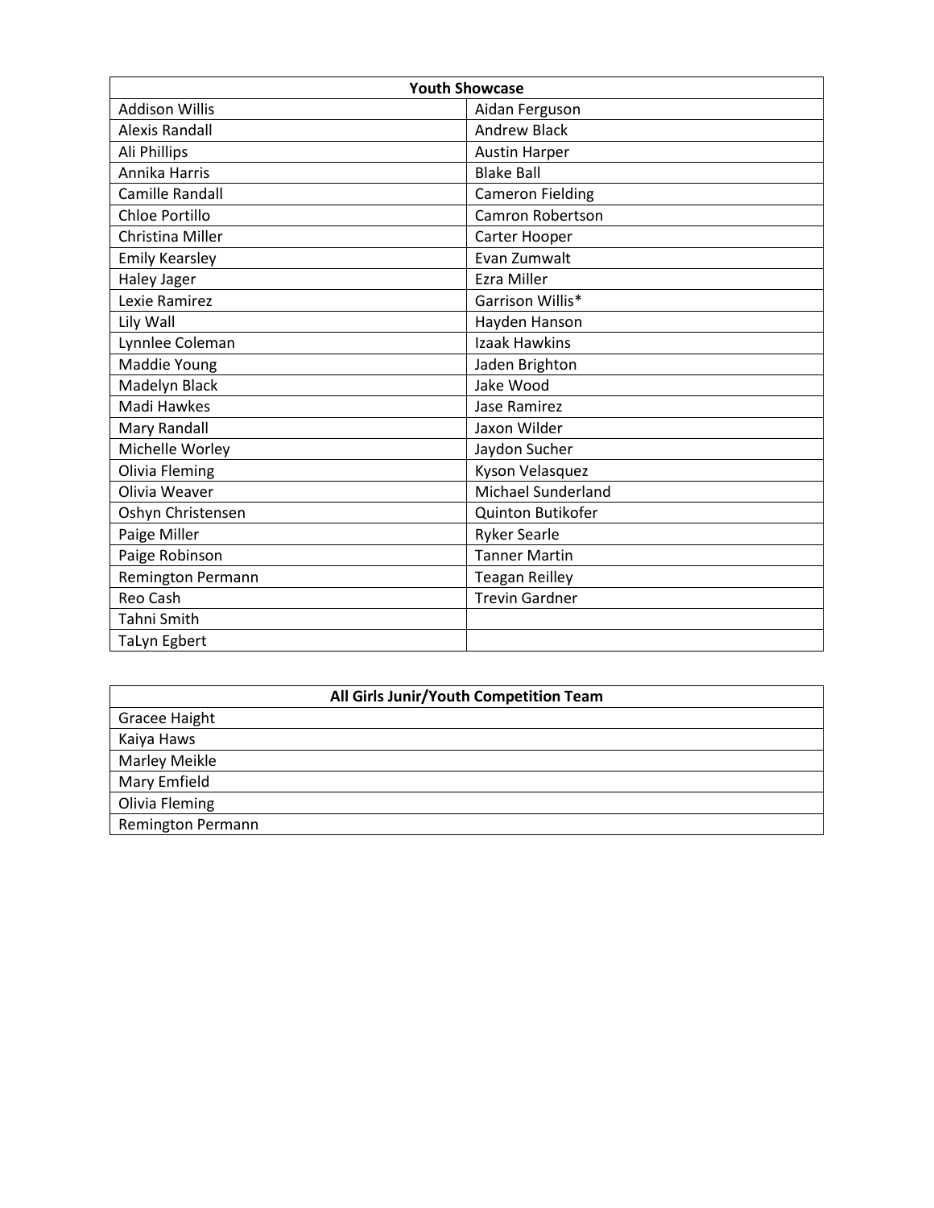| Youth Showcase | |
| --- | --- |
| Addison Willis | Aidan Ferguson |
| Alexis Randall | Andrew Black |
| Ali Phillips | Austin Harper |
| Annika Harris | Blake Ball |
| Camille Randall | Cameron Fielding |
| Chloe Portillo | Camron Robertson |
| Christina Miller | Carter Hooper |
| Emily Kearsley | Evan Zumwalt |
| Haley Jager | Ezra Miller |
| Lexie Ramirez | Garrison Willis* |
| Lily Wall | Hayden Hanson |
| Lynnlee Coleman | Izaak Hawkins |
| Maddie Young | Jaden Brighton |
| Madelyn Black | Jake Wood |
| Madi Hawkes | Jase Ramirez |
| Mary Randall | Jaxon Wilder |
| Michelle Worley | Jaydon Sucher |
| Olivia Fleming | Kyson Velasquez |
| Olivia Weaver | Michael Sunderland |
| Oshyn Christensen | Quinton Butikofer |
| Paige Miller | Ryker Searle |
| Paige Robinson | Tanner Martin |
| Remington Permann | Teagan Reilley |
| Reo Cash | Trevin Gardner |
| Tahni Smith | |
| TaLyn Egbert | |

| All Girls Junir/Youth Competition Team |
| --- |
| Gracee Haight |
| Kaiya Haws |
| Marley Meikle |
| Mary Emfield |
| Olivia Fleming |
| Remington Permann |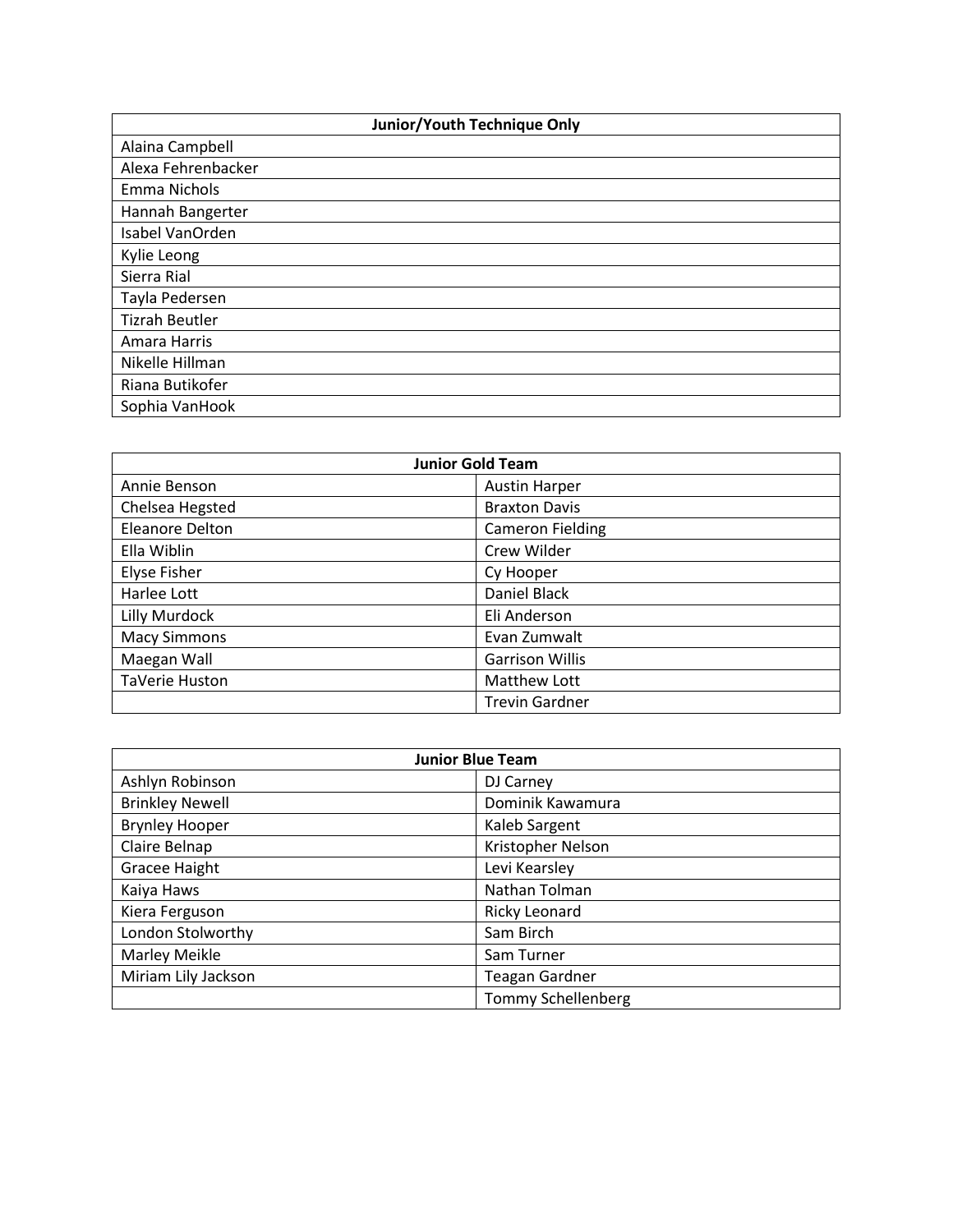| Junior/Youth Technique Only |
| --- |
| Alaina Campbell |
| Alexa Fehrenbacker |
| Emma Nichols |
| Hannah Bangerter |
| Isabel VanOrden |
| Kylie Leong |
| Sierra Rial |
| Tayla Pedersen |
| Tizrah Beutler |
| Amara Harris |
| Nikelle Hillman |
| Riana Butikofer |
| Sophia VanHook |

| Junior Gold Team | |
| --- | --- |
| Annie Benson | Austin Harper |
| Chelsea Hegsted | Braxton Davis |
| Eleanore Delton | Cameron Fielding |
| Ella Wiblin | Crew Wilder |
| Elyse Fisher | Cy Hooper |
| Harlee Lott | Daniel Black |
| Lilly Murdock | Eli Anderson |
| Macy Simmons | Evan Zumwalt |
| Maegan Wall | Garrison Willis |
| TaVerie Huston | Matthew Lott |
| | Trevin Gardner |

| Junior Blue Team | |
| --- | --- |
| Ashlyn Robinson | DJ Carney |
| Brinkley Newell | Dominik Kawamura |
| Brynley Hooper | Kaleb Sargent |
| Claire Belnap | Kristopher Nelson |
| Gracee Haight | Levi Kearsley |
| Kaiya Haws | Nathan Tolman |
| Kiera Ferguson | Ricky Leonard |
| London Stolworthy | Sam Birch |
| Marley Meikle | Sam Turner |
| Miriam Lily Jackson | Teagan Gardner |
| | Tommy Schellenberg |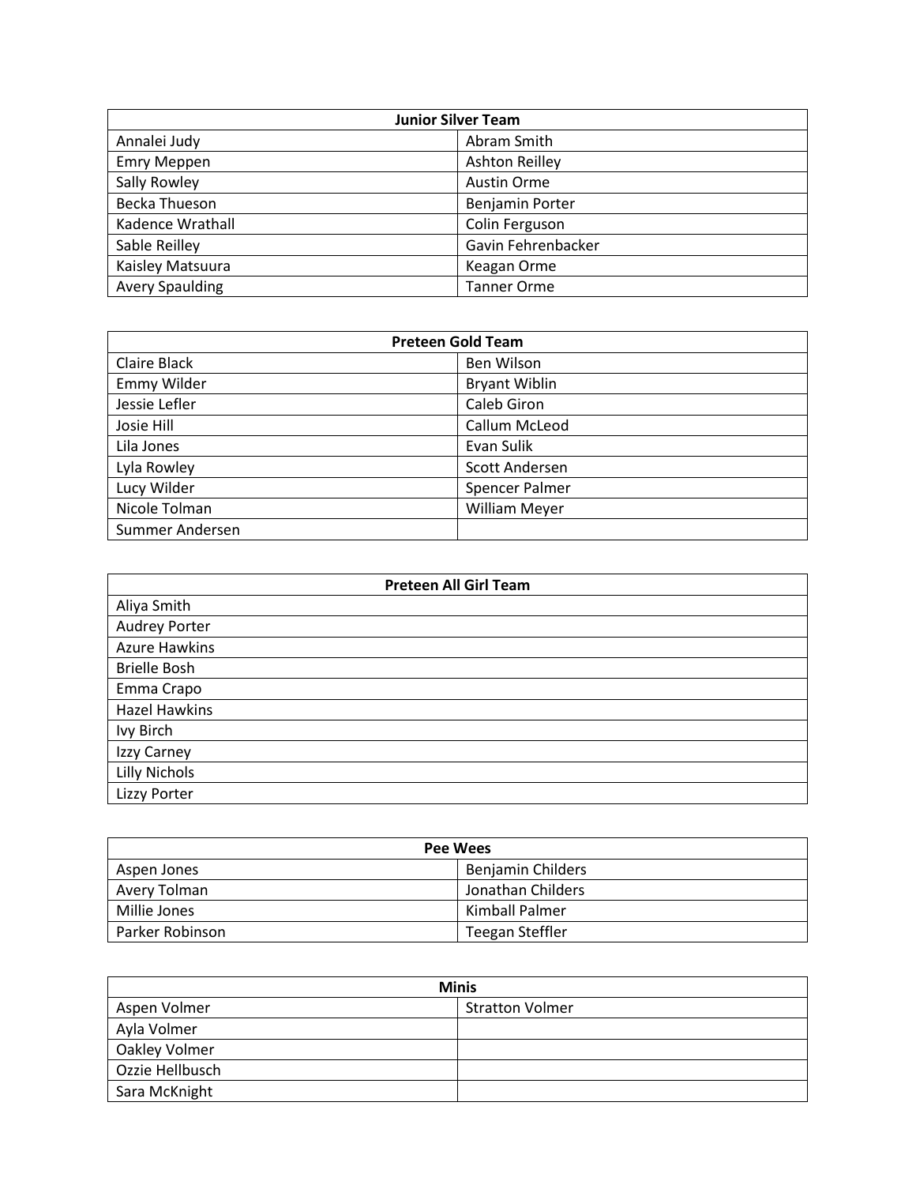| Junior Silver Team | |
|---|---|
| Annalei Judy | Abram Smith |
| Emry Meppen | Ashton Reilley |
| Sally Rowley | Austin Orme |
| Becka Thueson | Benjamin Porter |
| Kadence Wrathall | Colin Ferguson |
| Sable Reilley | Gavin Fehrenbacker |
| Kaisley Matsuura | Keagan Orme |
| Avery Spaulding | Tanner Orme |

| Preteen Gold Team | |
|---|---|
| Claire Black | Ben Wilson |
| Emmy Wilder | Bryant Wiblin |
| Jessie Lefler | Caleb Giron |
| Josie Hill | Callum McLeod |
| Lila Jones | Evan Sulik |
| Lyla Rowley | Scott Andersen |
| Lucy Wilder | Spencer Palmer |
| Nicole Tolman | William Meyer |
| Summer Andersen | |

| Preteen All Girl Team |
|---|
| Aliya Smith |
| Audrey Porter |
| Azure Hawkins |
| Brielle Bosh |
| Emma Crapo |
| Hazel Hawkins |
| Ivy Birch |
| Izzy Carney |
| Lilly Nichols |
| Lizzy Porter |

| Pee Wees | |
|---|---|
| Aspen Jones | Benjamin Childers |
| Avery Tolman | Jonathan Childers |
| Millie Jones | Kimball Palmer |
| Parker Robinson | Teegan Steffler |

| Minis | |
|---|---|
| Aspen Volmer | Stratton Volmer |
| Ayla Volmer | |
| Oakley Volmer | |
| Ozzie Hellbusch | |
| Sara McKnight | |